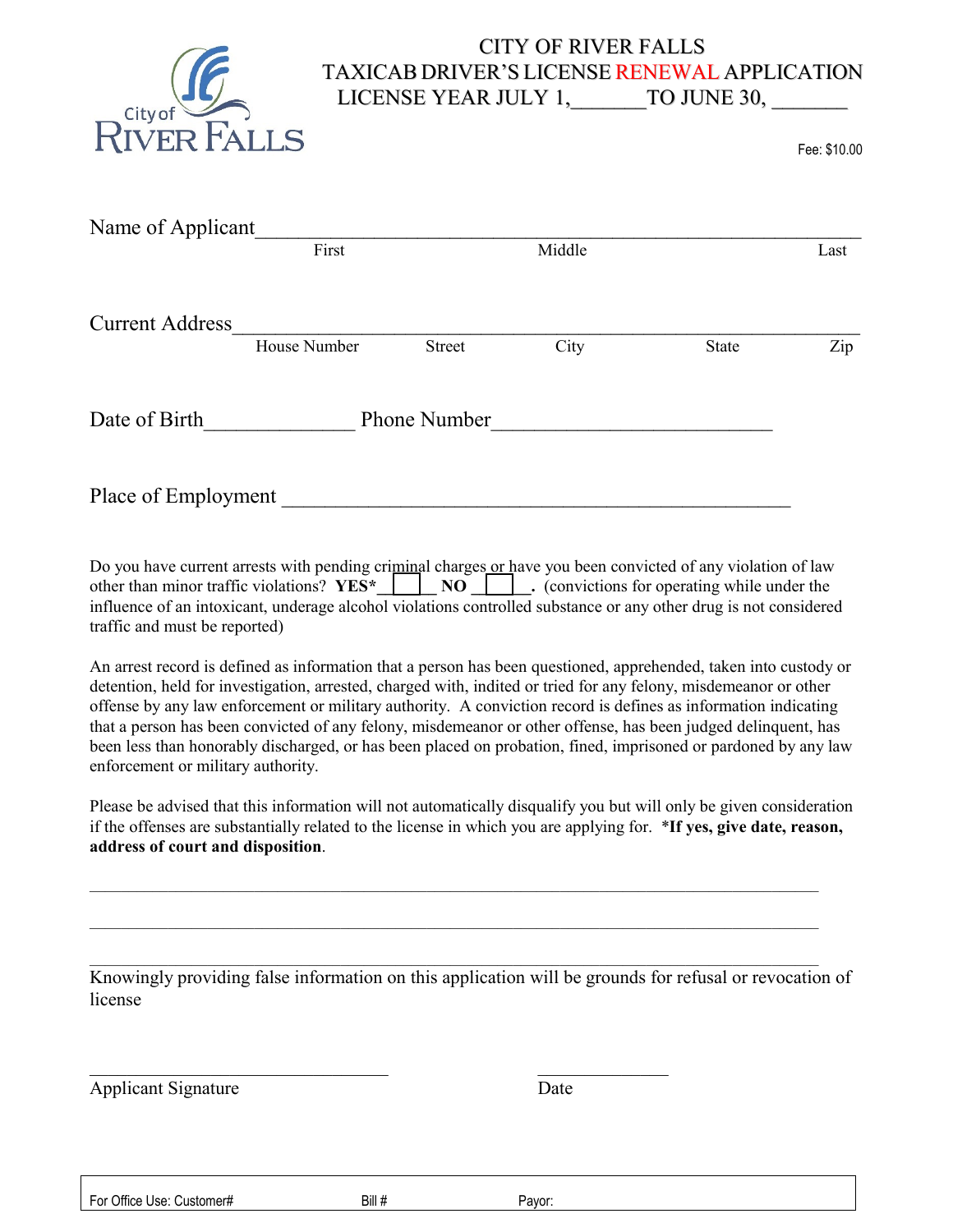CITY OF RIVER FALLS

TAXICAB DRIVER'S LICENSE RENEWAL APPLICATION

LICENSE YEAR JULY 1,_______TO JUNE 30, _______

Fee: $10.00

Name of Applicant_____________________________________________________________
First Middle Last

Current Address_______________________________________________________________
House Number Street City State Zip

Date of Birth______________ Phone Number__________________________

Place of Employment _______________________________________________

Do you have current arrests with pending criminal charges or have you been convicted of any violation of law other than minor traffic violations? **YES*** ☐ **NO** ☐. (convictions for operating while under the influence of an intoxicant, underage alcohol violations controlled substance or any other drug is not considered traffic and must be reported)

An arrest record is defined as information that a person has been questioned, apprehended, taken into custody or detention, held for investigation, arrested, charged with, indited or tried for any felony, misdemeanor or other offense by any law enforcement or military authority. A conviction record is defines as information indicating that a person has been convicted of any felony, misdemeanor or other offense, has been judged delinquent, has been less than honorably discharged, or has been placed on probation, fined, imprisoned or pardoned by any law enforcement or military authority.

Please be advised that this information will not automatically disqualify you but will only be given consideration if the offenses are substantially related to the license in which you are applying for. ***If yes, give date, reason, address of court and disposition**.

_____________________________________________________________________________

_____________________________________________________________________________

_____________________________________________________________________________

Knowingly providing false information on this application will be grounds for refusal or revocation of license

______________________________ ______________

Applicant Signature Date

For Office Use: Customer# Bill # Payor: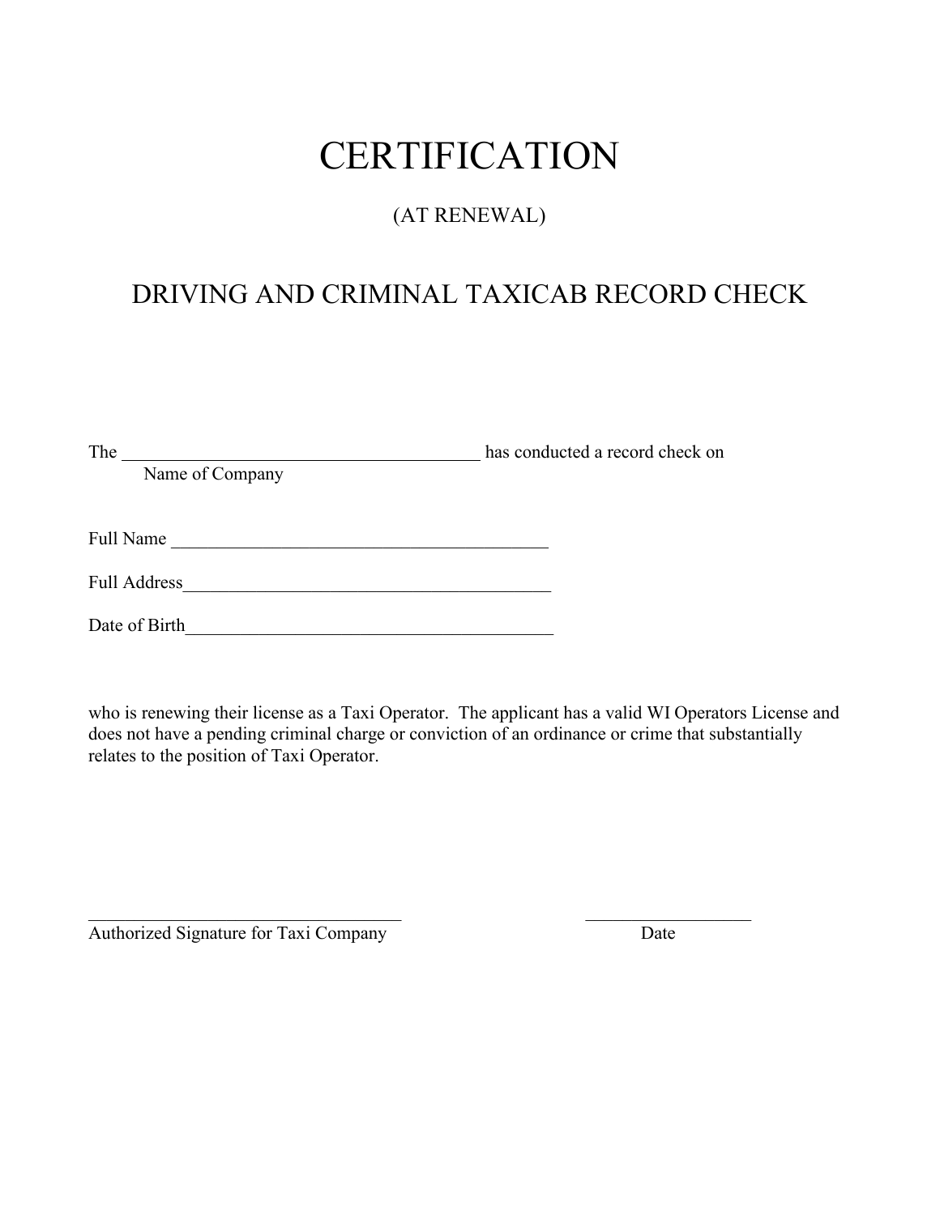# CERTIFICATION

(AT RENEWAL)

## DRIVING AND CRIMINAL TAXICAB RECORD CHECK

The ________________________________________ has conducted a record check on
Name of Company

Full Name __________________________________________

Full Address_________________________________________

Date of Birth_________________________________________

who is renewing their license as a Taxi Operator. The applicant has a valid WI Operators License and does not have a pending criminal charge or conviction of an ordinance or crime that substantially relates to the position of Taxi Operator.

___________________________________ ___________________
Authorized Signature for Taxi Company Date